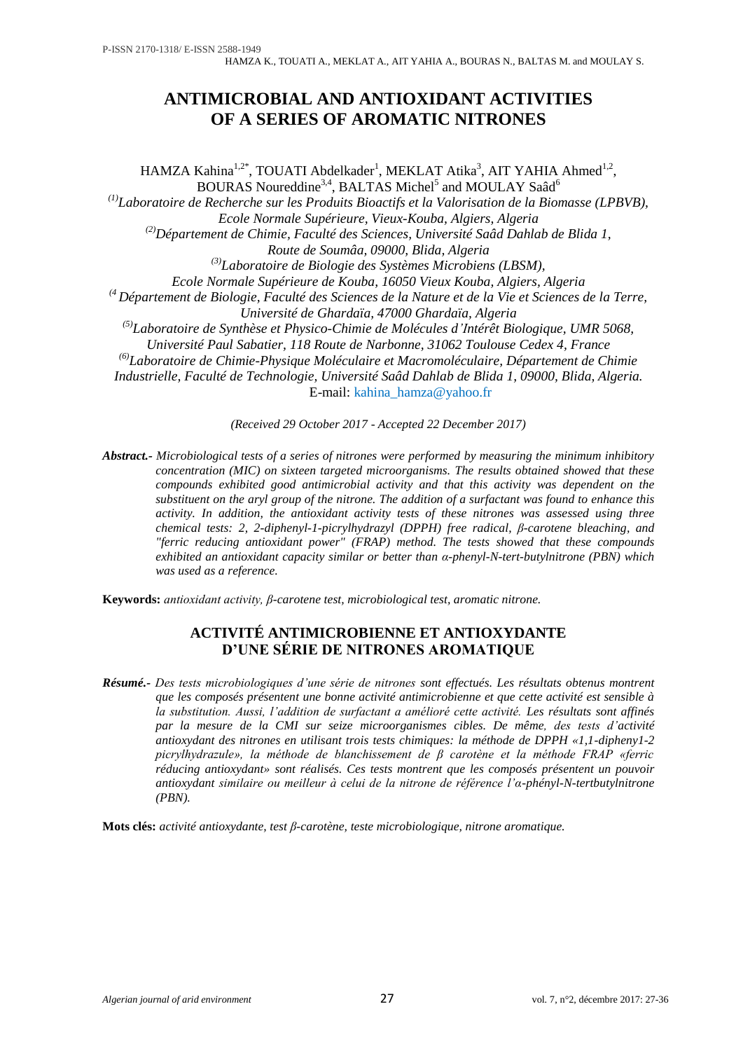# ANTIMICROBIAL AND ANTIOXIDANT ACTIVITIES OF A SERIES OF AROMATIC NITRONES

HAMZA Kahina[1,2*], TOUATI Abdelkader[1], MEKLAT Atika[3], AIT YAHIA Ahmed[1,2], BOURAS Noureddine[3,4], BALTAS Michel[5] and MOULAY Saâd[6]

*[(1)]Laboratoire de Recherche sur les Produits Bioactifs et la Valorisation de la Biomasse (LPBVB), Ecole Normale Supérieure, Vieux-Kouba, Algiers, Algeria*

*[(2)]Département de Chimie, Faculté des Sciences, Université Saâd Dahlab de Blida 1, Route de Soumâa, 09000, Blida, Algeria*

*[(3)]Laboratoire de Biologie des Systèmes Microbiens (LBSM), Ecole Normale Supérieure de Kouba, 16050 Vieux Kouba, Algiers, Algeria*

*[(4] Département de Biologie, Faculté des Sciences de la Nature et de la Vie et Sciences de la Terre, Université de Ghardaïa, 47000 Ghardaïa, Algeria*

*[(5)]Laboratoire de Synthèse et Physico-Chimie de Molécules d'Intérêt Biologique, UMR 5068, Université Paul Sabatier, 118 Route de Narbonne, 31062 Toulouse Cedex 4, France*

*[(6)]Laboratoire de Chimie-Physique Moléculaire et Macromoléculaire, Département de Chimie Industrielle, Faculté de Technologie, Université Saâd Dahlab de Blida 1, 09000, Blida, Algeria.*

E-mail: kahina_hamza@yahoo.fr

*(Received 29 October 2017 - Accepted 22 December 2017)*

***Abstract.-*** *Microbiological tests of a series of nitrones were performed by measuring the minimum inhibitory concentration (MIC) on sixteen targeted microorganisms. The results obtained showed that these compounds exhibited good antimicrobial activity and that this activity was dependent on the substituent on the aryl group of the nitrone. The addition of a surfactant was found to enhance this activity. In addition, the antioxidant activity tests of these nitrones was assessed using three chemical tests: 2, 2-diphenyl-1-picrylhydrazyl (DPPH) free radical, β-carotene bleaching, and "ferric reducing antioxidant power" (FRAP) method. The tests showed that these compounds exhibited an antioxidant capacity similar or better than α-phenyl-N-tert-butylnitrone (PBN) which was used as a reference.*

**Keywords:** *antioxidant activity, β-carotene test, microbiological test, aromatic nitrone.*

## ACTIVITÉ ANTIMICROBIENNE ET ANTIOXYDANTE D'UNE SÉRIE DE NITRONES AROMATIQUE

***Résumé.-*** *Des tests microbiologiques d'une série de nitrones* sont effectués. *Les résultats obtenus montrent que les composés présentent une bonne activité antimicrobienne et que cette activité est sensible à la substitution. Aussi, l'addition de surfactant a amélioré cette activité. Les résultats sont affinés par la mesure de la CMI sur seize microorganismes cibles. De même, des tests d'activité antioxydant des nitrones en utilisant trois tests chimiques: la méthode de DPPH «1,1-dipheny1-2 picrylhydrazule», la méthode de blanchissement de β carotène et la méthode FRAP «ferric réducing antioxydant» sont réalisés. Ces tests montrent que les composés présentent un pouvoir antioxydant similaire ou meilleur à celui de la nitrone de référence l'α-phényl-N-tertbutylnitrone (PBN).*

**Mots clés:** *activité antioxydante, test β-carotène, teste microbiologique, nitrone aromatique.*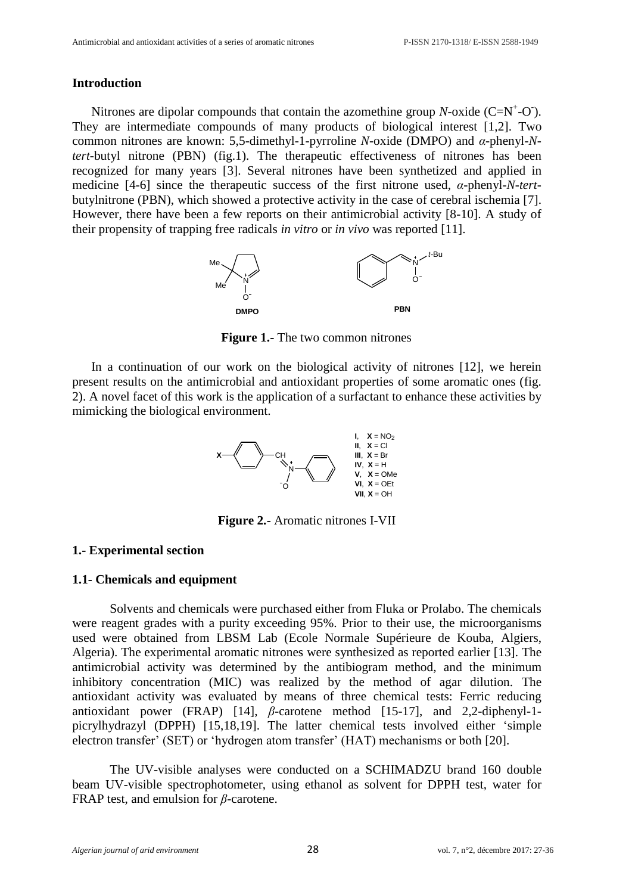## Introduction

Nitrones are dipolar compounds that contain the azomethine group *N*-oxide ($C=N^{+}-O^{-}$). They are intermediate compounds of many products of biological interest [1,2]. Two common nitrones are known: 5,5-dimethyl-1-pyrroline *N*-oxide (DMPO) and *α*-phenyl-*N*-*tert*-butyl nitrone (PBN) (fig.1). The therapeutic effectiveness of nitrones has been recognized for many years [3]. Several nitrones have been synthetized and applied in medicine [4-6] since the therapeutic success of the first nitrone used, *α*-phenyl-*N*-*tert*-butylnitrone (PBN), which showed a protective activity in the case of cerebral ischemia [7]. However, there have been a few reports on their antimicrobial activity [8-10]. A study of their propensity of trapping free radicals *in vitro* or *in vivo* was reported [11].

**Figure 1.-** The two common nitrones

In a continuation of our work on the biological activity of nitrones [12], we herein present results on the antimicrobial and antioxidant properties of some aromatic ones (fig. 2). A novel facet of this work is the application of a surfactant to enhance these activities by mimicking the biological environment.

**I**, **X** = $NO_2$
**II**, **X** = Cl
**III**, **X** = Br
**IV**, **X** = H
**V**, **X** = OMe
**VI**, **X** = OEt
**VII**, **X** = OH

**Figure 2.-** Aromatic nitrones I-VII

## 1.- Experimental section

### 1.1- Chemicals and equipment

Solvents and chemicals were purchased either from Fluka or Prolabo. The chemicals were reagent grades with a purity exceeding 95%. Prior to their use, the microorganisms used were obtained from LBSM Lab (Ecole Normale Supérieure de Kouba, Algiers, Algeria). The experimental aromatic nitrones were synthesized as reported earlier [13]. The antimicrobial activity was determined by the antibiogram method, and the minimum inhibitory concentration (MIC) was realized by the method of agar dilution. The antioxidant activity was evaluated by means of three chemical tests: Ferric reducing antioxidant power (FRAP) [14], *β*-carotene method [15-17], and 2,2-diphenyl-1-picrylhydrazyl (DPPH) [15,18,19]. The latter chemical tests involved either 'simple electron transfer' (SET) or 'hydrogen atom transfer' (HAT) mechanisms or both [20].

The UV-visible analyses were conducted on a SCHIMADZU brand 160 double beam UV-visible spectrophotometer, using ethanol as solvent for DPPH test, water for FRAP test, and emulsion for *β*-carotene.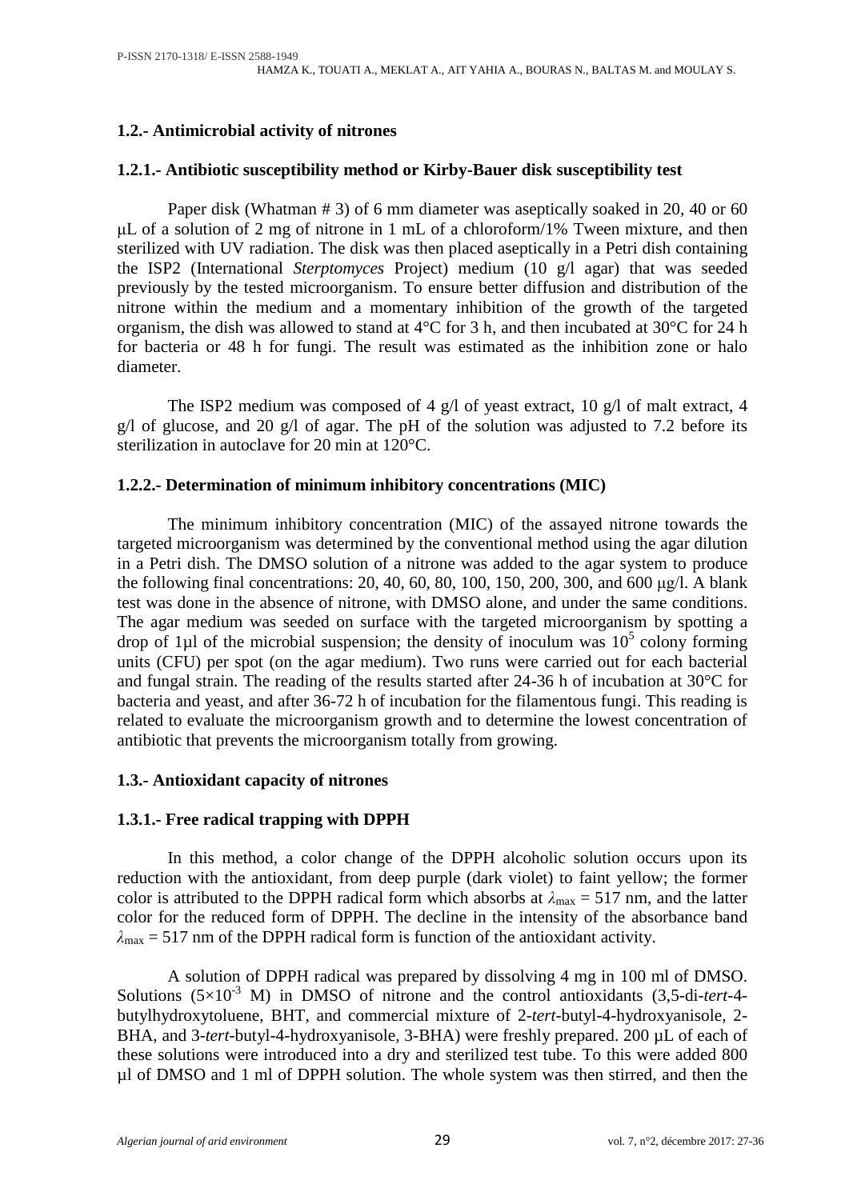### 1.2.- Antimicrobial activity of nitrones

#### 1.2.1.- Antibiotic susceptibility method or Kirby-Bauer disk susceptibility test

Paper disk (Whatman # 3) of 6 mm diameter was aseptically soaked in 20, 40 or 60 μL of a solution of 2 mg of nitrone in 1 mL of a chloroform/1% Tween mixture, and then sterilized with UV radiation. The disk was then placed aseptically in a Petri dish containing the ISP2 (International *Sterptomyces* Project) medium (10 g/l agar) that was seeded previously by the tested microorganism. To ensure better diffusion and distribution of the nitrone within the medium and a momentary inhibition of the growth of the targeted organism, the dish was allowed to stand at 4°C for 3 h, and then incubated at 30°C for 24 h for bacteria or 48 h for fungi. The result was estimated as the inhibition zone or halo diameter.

The ISP2 medium was composed of 4 g/l of yeast extract, 10 g/l of malt extract, 4 g/l of glucose, and 20 g/l of agar. The pH of the solution was adjusted to 7.2 before its sterilization in autoclave for 20 min at 120°C.

#### 1.2.2.- Determination of minimum inhibitory concentrations (MIC)

The minimum inhibitory concentration (MIC) of the assayed nitrone towards the targeted microorganism was determined by the conventional method using the agar dilution in a Petri dish. The DMSO solution of a nitrone was added to the agar system to produce the following final concentrations: 20, 40, 60, 80, 100, 150, 200, 300, and 600 μg/l. A blank test was done in the absence of nitrone, with DMSO alone, and under the same conditions. The agar medium was seeded on surface with the targeted microorganism by spotting a drop of 1μl of the microbial suspension; the density of inoculum was $10^5$ colony forming units (CFU) per spot (on the agar medium). Two runs were carried out for each bacterial and fungal strain. The reading of the results started after 24-36 h of incubation at 30°C for bacteria and yeast, and after 36-72 h of incubation for the filamentous fungi. This reading is related to evaluate the microorganism growth and to determine the lowest concentration of antibiotic that prevents the microorganism totally from growing.

### 1.3.- Antioxidant capacity of nitrones

#### 1.3.1.- Free radical trapping with DPPH

In this method, a color change of the DPPH alcoholic solution occurs upon its reduction with the antioxidant, from deep purple (dark violet) to faint yellow; the former color is attributed to the DPPH radical form which absorbs at $\lambda_{max}$ = 517 nm, and the latter color for the reduced form of DPPH. The decline in the intensity of the absorbance band $\lambda_{max}$ = 517 nm of the DPPH radical form is function of the antioxidant activity.

A solution of DPPH radical was prepared by dissolving 4 mg in 100 ml of DMSO. Solutions ($5\times10^{-3}$ M) in DMSO of nitrone and the control antioxidants (3,5-di-*tert*-4-butylhydroxytoluene, BHT, and commercial mixture of 2-*tert*-butyl-4-hydroxyanisole, 2-BHA, and 3-*tert*-butyl-4-hydroxyanisole, 3-BHA) were freshly prepared. 200 μL of each of these solutions were introduced into a dry and sterilized test tube. To this were added 800 μl of DMSO and 1 ml of DPPH solution. The whole system was then stirred, and then the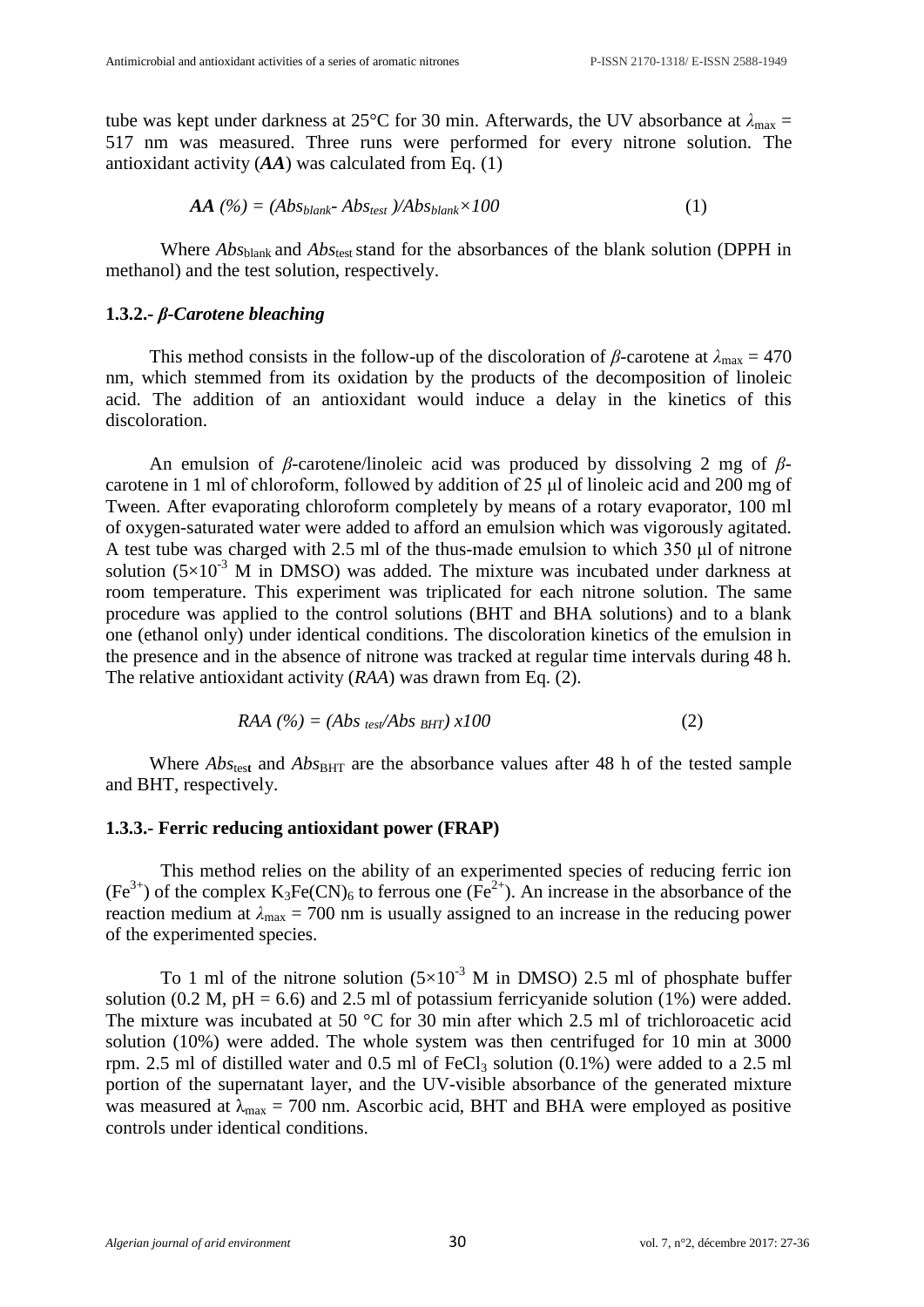tube was kept under darkness at 25°C for 30 min. Afterwards, the UV absorbance at $\lambda_{max}$ = 517 nm was measured. Three runs were performed for every nitrone solution. The antioxidant activity (***AA***) was calculated from Eq. (1)

$$AA\ (\%) = (Abs_{blank} - Abs_{test})/Abs_{blank} \times 100 \qquad (1)$$

Where $Abs_{blank}$ and $Abs_{test}$ stand for the absorbances of the blank solution (DPPH in methanol) and the test solution, respectively.

### 1.3.2.- *β-Carotene bleaching*

This method consists in the follow-up of the discoloration of *β*-carotene at $\lambda_{max}$ = 470 nm, which stemmed from its oxidation by the products of the decomposition of linoleic acid. The addition of an antioxidant would induce a delay in the kinetics of this discoloration.

An emulsion of *β*-carotene/linoleic acid was produced by dissolving 2 mg of *β*-carotene in 1 ml of chloroform, followed by addition of 25 μl of linoleic acid and 200 mg of Tween. After evaporating chloroform completely by means of a rotary evaporator, 100 ml of oxygen-saturated water were added to afford an emulsion which was vigorously agitated. A test tube was charged with 2.5 ml of the thus-made emulsion to which 350 μl of nitrone solution ($5\times10^{-3}$ M in DMSO) was added. The mixture was incubated under darkness at room temperature. This experiment was triplicated for each nitrone solution. The same procedure was applied to the control solutions (BHT and BHA solutions) and to a blank one (ethanol only) under identical conditions. The discoloration kinetics of the emulsion in the presence and in the absence of nitrone was tracked at regular time intervals during 48 h. The relative antioxidant activity (*RAA*) was drawn from Eq. (2).

$$RAA\ (\%) = (Abs_{test}/Abs_{BHT})\ x100 \qquad (2)$$

Where $Abs_{test}$ and $Abs_{BHT}$ are the absorbance values after 48 h of the tested sample and BHT, respectively.

### 1.3.3.- Ferric reducing antioxidant power (FRAP)

This method relies on the ability of an experimented species of reducing ferric ion ($Fe^{3+}$) of the complex $K_3Fe(CN)_6$ to ferrous one ($Fe^{2+}$). An increase in the absorbance of the reaction medium at $\lambda_{max}$ = 700 nm is usually assigned to an increase in the reducing power of the experimented species.

To 1 ml of the nitrone solution ($5\times10^{-3}$ M in DMSO) 2.5 ml of phosphate buffer solution (0.2 M, pH = 6.6) and 2.5 ml of potassium ferricyanide solution (1%) were added. The mixture was incubated at 50 °C for 30 min after which 2.5 ml of trichloroacetic acid solution (10%) were added. The whole system was then centrifuged for 10 min at 3000 rpm. 2.5 ml of distilled water and 0.5 ml of $FeCl_3$ solution (0.1%) were added to a 2.5 ml portion of the supernatant layer, and the UV-visible absorbance of the generated mixture was measured at $\lambda_{max}$ = 700 nm. Ascorbic acid, BHT and BHA were employed as positive controls under identical conditions.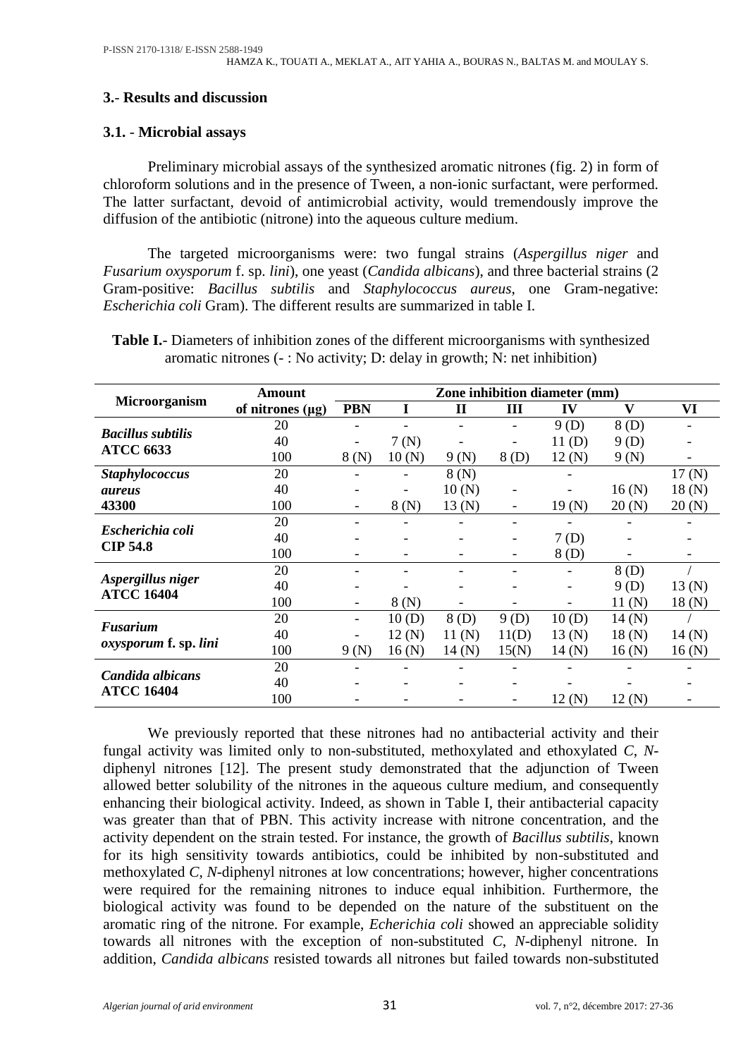## 3.- Results and discussion

### 3.1. - Microbial assays

Preliminary microbial assays of the synthesized aromatic nitrones (fig. 2) in form of chloroform solutions and in the presence of Tween, a non-ionic surfactant, were performed. The latter surfactant, devoid of antimicrobial activity, would tremendously improve the diffusion of the antibiotic (nitrone) into the aqueous culture medium.

The targeted microorganisms were: two fungal strains (*Aspergillus niger* and *Fusarium oxysporum* f. sp. *lini*), one yeast (*Candida albicans*), and three bacterial strains (2 Gram-positive: *Bacillus subtilis* and *Staphylococcus aureus*, one Gram-negative: *Escherichia coli* Gram). The different results are summarized in table I.

**Table I.**- Diameters of inhibition zones of the different microorganisms with synthesized aromatic nitrones (- : No activity; D: delay in growth; N: net inhibition)

| Microorganism | Amount of nitrones (µg) | Zone inhibition diameter (mm) | | | | | | |
|---|---|---|---|---|---|---|---|---|
| | | **PBN** | **I** | **II** | **III** | **IV** | **V** | **VI** |
| ***Bacillus subtilis* ATCC 6633** | 20 | - | - | - | - | 9 (D) | 8 (D) | - |
| | 40 | - | 7 (N) | - | - | 11 (D) | 9 (D) | - |
| | 100 | 8 (N) | 10 (N) | 9 (N) | 8 (D) | 12 (N) | 9 (N) | - |
| ***Staphylococcus aureus* 43300** | 20 | - | - | 8 (N) | | - | | 17 (N) |
| | 40 | - | - | 10 (N) | - | - | 16 (N) | 18 (N) |
| | 100 | - | 8 (N) | 13 (N) | - | 19 (N) | 20 (N) | 20 (N) |
| ***Escherichia coli* CIP 54.8** | 20 | - | - | - | - | - | - | - |
| | 40 | - | - | - | - | 7 (D) | - | - |
| | 100 | - | - | - | - | 8 (D) | - | - |
| ***Aspergillus niger* ATCC 16404** | 20 | - | - | - | - | - | 8 (D) | / |
| | 40 | - | - | - | - | - | 9 (D) | 13 (N) |
| | 100 | - | 8 (N) | - | - | - | 11 (N) | 18 (N) |
| ***Fusarium oxysporum* f. sp. *lini*** | 20 | - | 10 (D) | 8 (D) | 9 (D) | 10 (D) | 14 (N) | / |
| | 40 | - | 12 (N) | 11 (N) | 11(D) | 13 (N) | 18 (N) | 14 (N) |
| | 100 | 9 (N) | 16 (N) | 14 (N) | 15(N) | 14 (N) | 16 (N) | 16 (N) |
| ***Candida albicans* ATCC 16404** | 20 | - | - | - | - | - | - | - |
| | 40 | - | - | - | - | - | - | - |
| | 100 | - | - | - | - | 12 (N) | 12 (N) | - |

We previously reported that these nitrones had no antibacterial activity and their fungal activity was limited only to non-substituted, methoxylated and ethoxylated *C*, *N*-diphenyl nitrones [12]. The present study demonstrated that the adjunction of Tween allowed better solubility of the nitrones in the aqueous culture medium, and consequently enhancing their biological activity. Indeed, as shown in Table I, their antibacterial capacity was greater than that of PBN. This activity increase with nitrone concentration, and the activity dependent on the strain tested. For instance, the growth of *Bacillus subtilis*, known for its high sensitivity towards antibiotics, could be inhibited by non-substituted and methoxylated *C*, *N*-diphenyl nitrones at low concentrations; however, higher concentrations were required for the remaining nitrones to induce equal inhibition. Furthermore, the biological activity was found to be depended on the nature of the substituent on the aromatic ring of the nitrone. For example, *Echerichia coli* showed an appreciable solidity towards all nitrones with the exception of non-substituted *C*, *N*-diphenyl nitrone. In addition, *Candida albicans* resisted towards all nitrones but failed towards non-substituted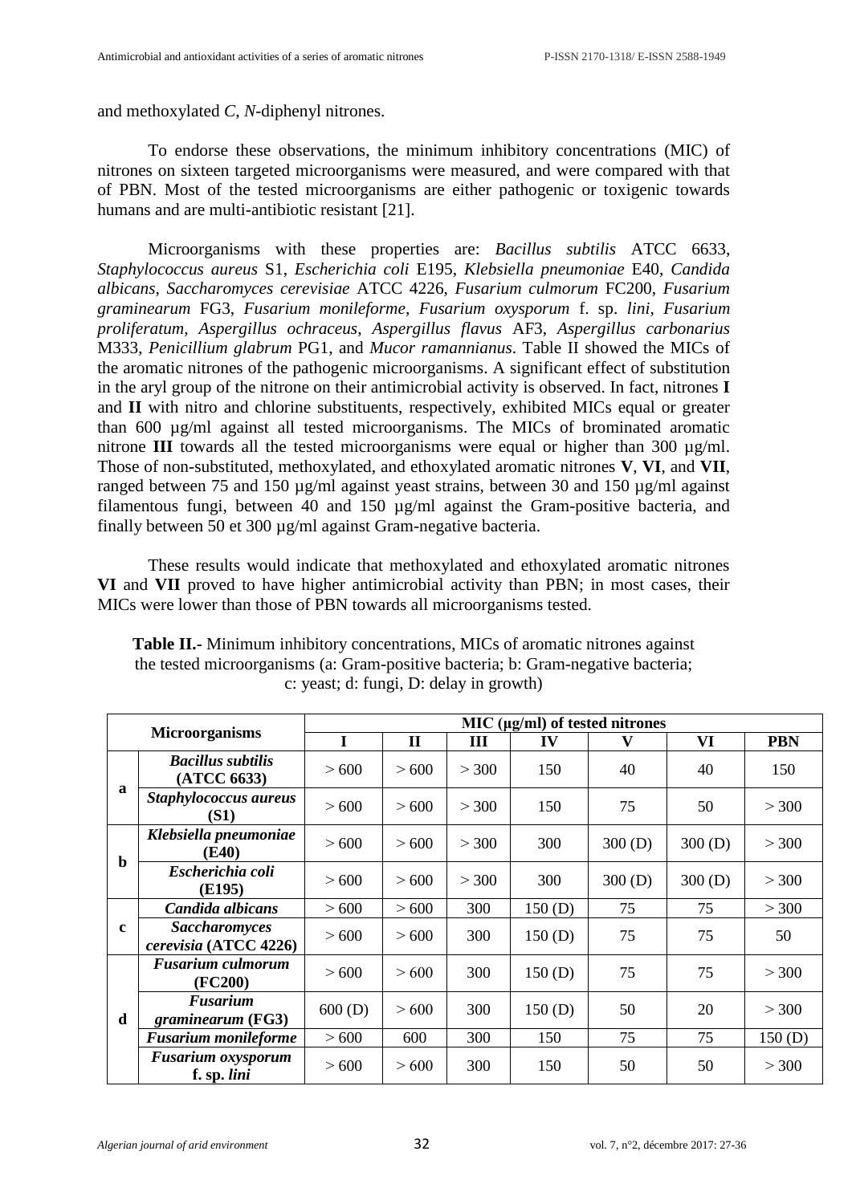and methoxylated *C*, *N*-diphenyl nitrones.

To endorse these observations, the minimum inhibitory concentrations (MIC) of nitrones on sixteen targeted microorganisms were measured, and were compared with that of PBN. Most of the tested microorganisms are either pathogenic or toxigenic towards humans and are multi-antibiotic resistant [21].

Microorganisms with these properties are: *Bacillus subtilis* ATCC 6633, *Staphylococcus aureus* S1, *Escherichia coli* E195, *Klebsiella pneumoniae* E40, *Candida albicans*, *Saccharomyces cerevisiae* ATCC 4226, *Fusarium culmorum* FC200, *Fusarium graminearum* FG3, *Fusarium moniliforme*, *Fusarium oxysporum* f. sp. *lini*, *Fusarium proliferatum*, *Aspergillus ochraceus*, *Aspergillus flavus* AF3, *Aspergillus carbonarius* M333, *Penicillium glabrum* PG1, and *Mucor ramannianus*. Table II showed the MICs of the aromatic nitrones of the pathogenic microorganisms. A significant effect of substitution in the aryl group of the nitrone on their antimicrobial activity is observed. In fact, nitrones **I** and **II** with nitro and chlorine substituents, respectively, exhibited MICs equal or greater than 600 µg/ml against all tested microorganisms. The MICs of brominated aromatic nitrone **III** towards all the tested microorganisms were equal or higher than 300 µg/ml. Those of non-substituted, methoxylated, and ethoxylated aromatic nitrones **V**, **VI**, and **VII**, ranged between 75 and 150 µg/ml against yeast strains, between 30 and 150 µg/ml against filamentous fungi, between 40 and 150 µg/ml against the Gram-positive bacteria, and finally between 50 et 300 µg/ml against Gram-negative bacteria.

These results would indicate that methoxylated and ethoxylated aromatic nitrones **VI** and **VII** proved to have higher antimicrobial activity than PBN; in most cases, their MICs were lower than those of PBN towards all microorganisms tested.

**Table II.-** Minimum inhibitory concentrations, MICs of aromatic nitrones against the tested microorganisms (a: Gram-positive bacteria; b: Gram-negative bacteria; c: yeast; d: fungi, D: delay in growth)

| Microorganisms | | MIC (µg/ml) of tested nitrones | | | | | | |
|---|---|---|---|---|---|---|---|---|
| | | **I** | **II** | **III** | **IV** | **V** | **VI** | **PBN** |
| **a** | ***Bacillus subtilis* (ATCC 6633)** | > 600 | > 600 | > 300 | 150 | 40 | 40 | 150 |
| | ***Staphylococcus aureus* (S1)** | > 600 | > 600 | > 300 | 150 | 75 | 50 | > 300 |
| **b** | ***Klebsiella pneumoniae* (E40)** | > 600 | > 600 | > 300 | 300 | 300 (D) | 300 (D) | > 300 |
| | ***Escherichia coli* (E195)** | > 600 | > 600 | > 300 | 300 | 300 (D) | 300 (D) | > 300 |
| **c** | ***Candida albicans*** | > 600 | > 600 | 300 | 150 (D) | 75 | 75 | > 300 |
| | ***Saccharomyces cerevisia* (ATCC 4226)** | > 600 | > 600 | 300 | 150 (D) | 75 | 75 | 50 |
| **d** | ***Fusarium culmorum* (FC200)** | > 600 | > 600 | 300 | 150 (D) | 75 | 75 | > 300 |
| | ***Fusarium graminearum* (FG3)** | 600 (D) | > 600 | 300 | 150 (D) | 50 | 20 | > 300 |
| | ***Fusarium monileforme*** | > 600 | 600 | 300 | 150 | 75 | 75 | 150 (D) |
| | ***Fusarium oxysporum* f. sp. *lini*** | > 600 | > 600 | 300 | 150 | 50 | 50 | > 300 |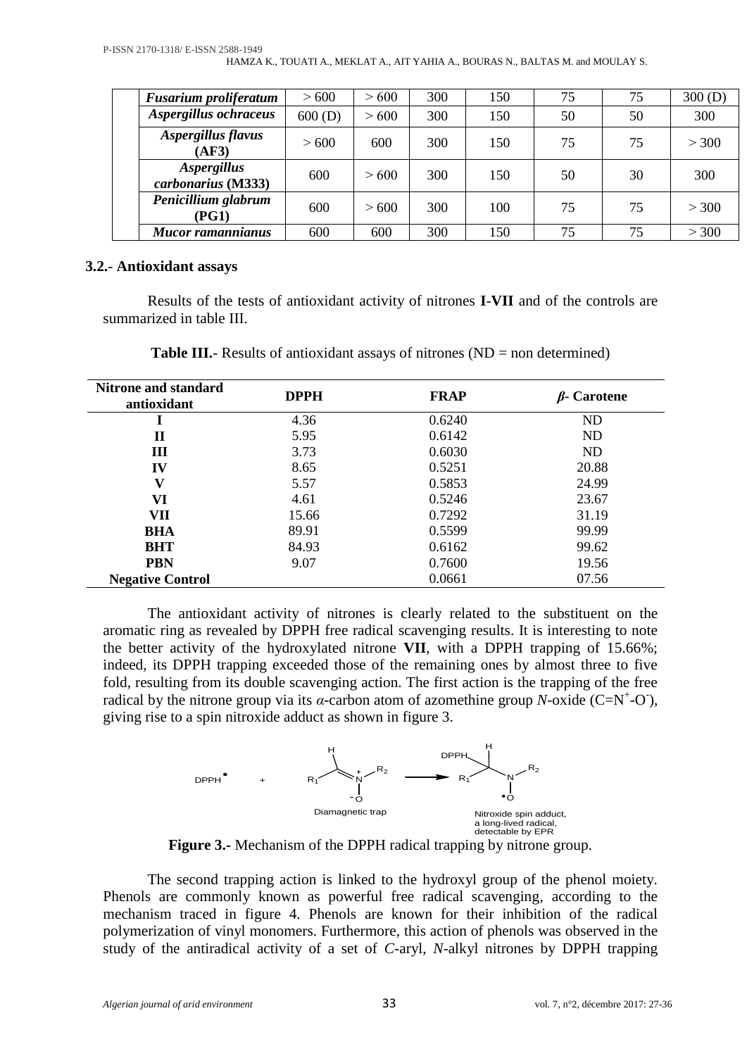| | | | | | | | |
|---|---|---|---|---|---|---|---|
| ***Fusarium proliferatum*** | > 600 | > 600 | 300 | 150 | 75 | 75 | 300 (D) |
| ***Aspergillus ochraceus*** | 600 (D) | > 600 | 300 | 150 | 50 | 50 | 300 |
| ***Aspergillus flavus* (AF3)** | > 600 | 600 | 300 | 150 | 75 | 75 | > 300 |
| ***Aspergillus carbonarius* (M333)** | 600 | > 600 | 300 | 150 | 50 | 30 | 300 |
| ***Penicillium glabrum* (PG1)** | 600 | > 600 | 300 | 100 | 75 | 75 | > 300 |
| ***Mucor ramannianus*** | 600 | 600 | 300 | 150 | 75 | 75 | > 300 |

### 3.2.- Antioxidant assays

Results of the tests of antioxidant activity of nitrones **I**-**VII** and of the controls are summarized in table III.

**Table III.**- Results of antioxidant assays of nitrones (ND = non determined)

| Nitrone and standard antioxidant | DPPH | FRAP | *β*- Carotene |
|---|---|---|---|
| **I** | 4.36 | 0.6240 | ND |
| **II** | 5.95 | 0.6142 | ND |
| **III** | 3.73 | 0.6030 | ND |
| **IV** | 8.65 | 0.5251 | 20.88 |
| **V** | 5.57 | 0.5853 | 24.99 |
| **VI** | 4.61 | 0.5246 | 23.67 |
| **VII** | 15.66 | 0.7292 | 31.19 |
| **BHA** | 89.91 | 0.5599 | 99.99 |
| **BHT** | 84.93 | 0.6162 | 99.62 |
| **PBN** | 9.07 | 0.7600 | 19.56 |
| **Negative Control** | | 0.0661 | 07.56 |

The antioxidant activity of nitrones is clearly related to the substituent on the aromatic ring as revealed by DPPH free radical scavenging results. It is interesting to note the better activity of the hydroxylated nitrone **VII**, with a DPPH trapping of 15.66%; indeed, its DPPH trapping exceeded those of the remaining ones by almost three to five fold, resulting from its double scavenging action. The first action is the trapping of the free radical by the nitrone group via its *α*-carbon atom of azomethine group *N*-oxide ($C=N^{+}-O^{-}$), giving rise to a spin nitroxide adduct as shown in figure 3.

DPPH• + [Diamagnetic trap] ⟶ [Nitroxide spin adduct, a long-lived radical, detectable by EPR]

**Figure 3.**- Mechanism of the DPPH radical trapping by nitrone group.

The second trapping action is linked to the hydroxyl group of the phenol moiety. Phenols are commonly known as powerful free radical scavenging, according to the mechanism traced in figure 4. Phenols are known for their inhibition of the radical polymerization of vinyl monomers. Furthermore, this action of phenols was observed in the study of the antiradical activity of a set of *C*-aryl, *N*-alkyl nitrones by DPPH trapping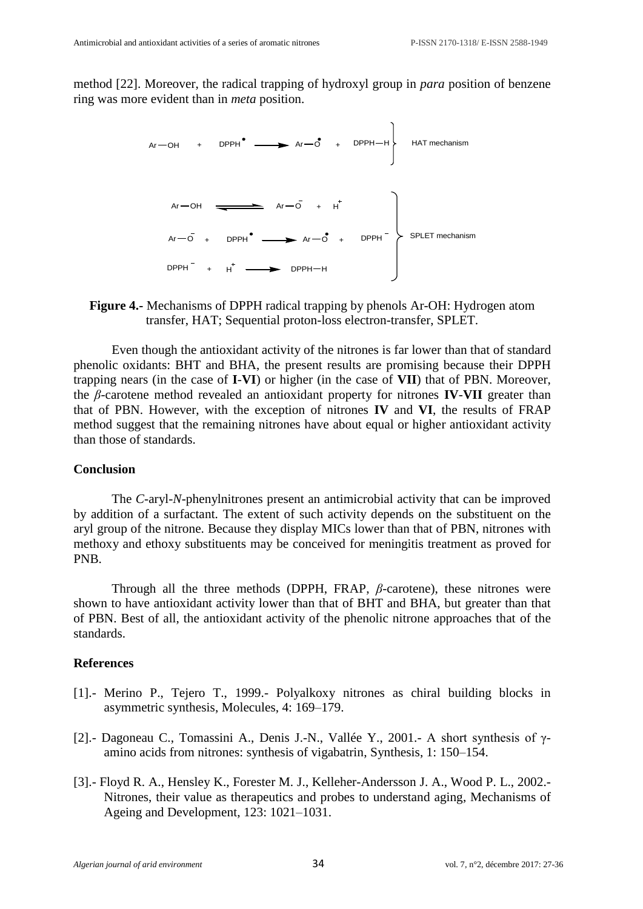method [22]. Moreover, the radical trapping of hydroxyl group in *para* position of benzene ring was more evident than in *meta* position.

HAT mechanism:

$$\mathrm{Ar{-}OH} + \mathrm{DPPH}^{\bullet} \longrightarrow \mathrm{Ar{-}O}^{\bullet} + \mathrm{DPPH{-}H}$$

SPLET mechanism:

$$\mathrm{Ar{-}OH} \rightleftharpoons \mathrm{Ar{-}O}^{-} + \mathrm{H}^{+}$$

$$\mathrm{Ar{-}O}^{-} + \mathrm{DPPH}^{\bullet} \longrightarrow \mathrm{Ar{-}O}^{\bullet} + \mathrm{DPPH}^{-}$$

$$\mathrm{DPPH}^{-} + \mathrm{H}^{+} \longrightarrow \mathrm{DPPH{-}H}$$

**Figure 4.-** Mechanisms of DPPH radical trapping by phenols Ar-OH: Hydrogen atom transfer, HAT; Sequential proton-loss electron-transfer, SPLET.

Even though the antioxidant activity of the nitrones is far lower than that of standard phenolic oxidants: BHT and BHA, the present results are promising because their DPPH trapping nears (in the case of **I**-**VI**) or higher (in the case of **VII**) that of PBN. Moreover, the *β*-carotene method revealed an antioxidant property for nitrones **IV**-**VII** greater than that of PBN. However, with the exception of nitrones **IV** and **VI**, the results of FRAP method suggest that the remaining nitrones have about equal or higher antioxidant activity than those of standards.

## Conclusion

The *C*-aryl-*N*-phenylnitrones present an antimicrobial activity that can be improved by addition of a surfactant. The extent of such activity depends on the substituent on the aryl group of the nitrone. Because they display MICs lower than that of PBN, nitrones with methoxy and ethoxy substituents may be conceived for meningitis treatment as proved for PNB.

Through all the three methods (DPPH, FRAP, *β*-carotene), these nitrones were shown to have antioxidant activity lower than that of BHT and BHA, but greater than that of PBN. Best of all, the antioxidant activity of the phenolic nitrone approaches that of the standards.

## References

[1].- Merino P., Tejero T., 1999.- Polyalkoxy nitrones as chiral building blocks in asymmetric synthesis, Molecules, 4: 169–179.

[2].- Dagoneau C., Tomassini A., Denis J.-N., Vallée Y., 2001.- A short synthesis of γ-amino acids from nitrones: synthesis of vigabatrin, Synthesis, 1: 150–154.

[3].- Floyd R. A., Hensley K., Forester M. J., Kelleher-Andersson J. A., Wood P. L., 2002.- Nitrones, their value as therapeutics and probes to understand aging, Mechanisms of Ageing and Development, 123: 1021–1031.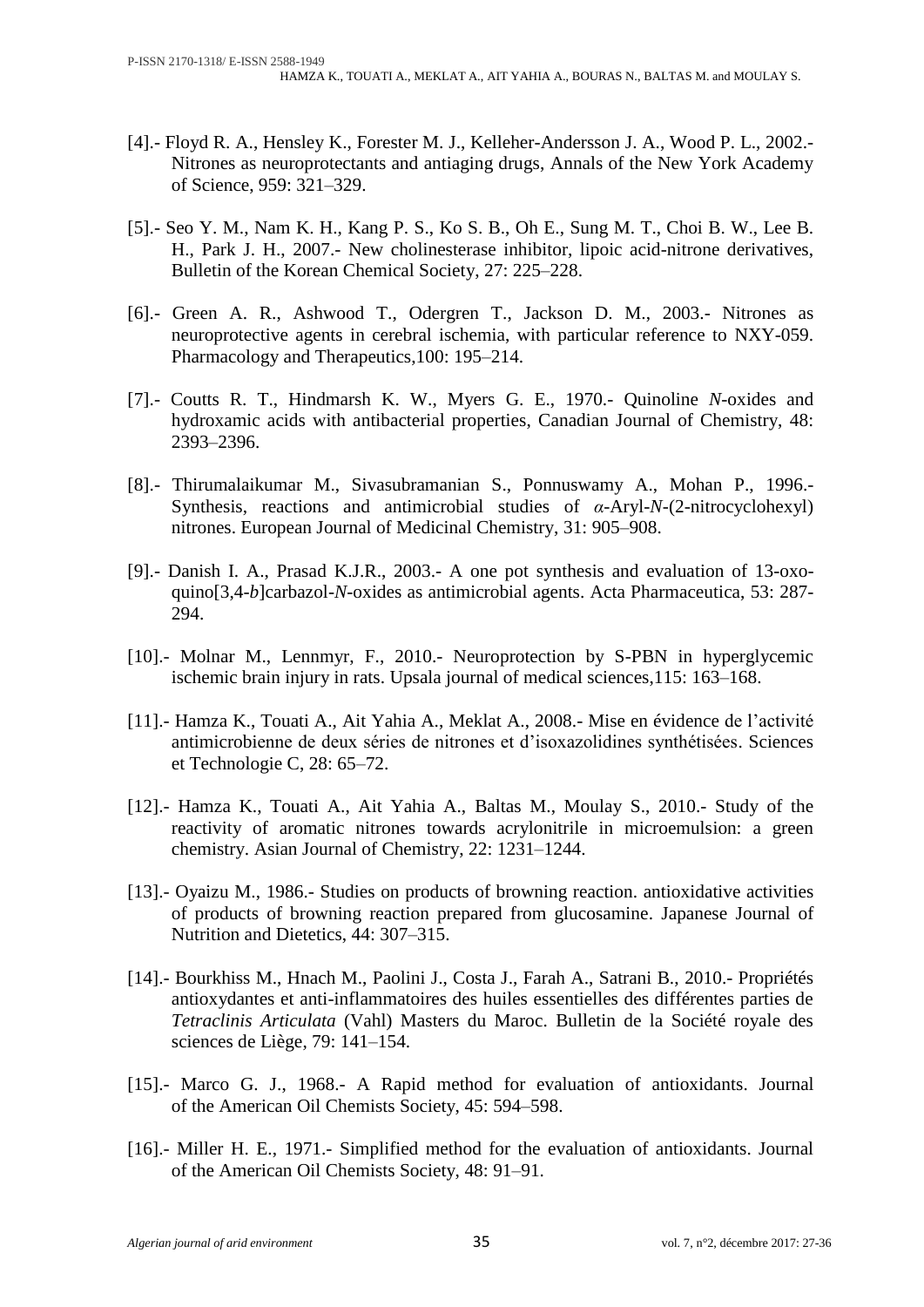[4].- Floyd R. A., Hensley K., Forester M. J., Kelleher-Andersson J. A., Wood P. L., 2002.- Nitrones as neuroprotectants and antiaging drugs, Annals of the New York Academy of Science, 959: 321–329.

[5].- Seo Y. M., Nam K. H., Kang P. S., Ko S. B., Oh E., Sung M. T., Choi B. W., Lee B. H., Park J. H., 2007.- New cholinesterase inhibitor, lipoic acid-nitrone derivatives, Bulletin of the Korean Chemical Society, 27: 225–228.

[6].- Green A. R., Ashwood T., Odergren T., Jackson D. M., 2003.- Nitrones as neuroprotective agents in cerebral ischemia, with particular reference to NXY-059. Pharmacology and Therapeutics,100: 195–214.

[7].- Coutts R. T., Hindmarsh K. W., Myers G. E., 1970.- Quinoline *N*-oxides and hydroxamic acids with antibacterial properties, Canadian Journal of Chemistry, 48: 2393–2396.

[8].- Thirumalaikumar M., Sivasubramanian S., Ponnuswamy A., Mohan P., 1996.- Synthesis, reactions and antimicrobial studies of *α*-Aryl-*N*-(2-nitrocyclohexyl) nitrones. European Journal of Medicinal Chemistry, 31: 905–908.

[9].- Danish I. A., Prasad K.J.R., 2003.- A one pot synthesis and evaluation of 13-oxo-quino[3,4-*b*]carbazol-*N*-oxides as antimicrobial agents. Acta Pharmaceutica, 53: 287-294.

[10].- Molnar M., Lennmyr, F., 2010.- Neuroprotection by S-PBN in hyperglycemic ischemic brain injury in rats. Upsala journal of medical sciences,115: 163–168.

[11].- Hamza K., Touati A., Ait Yahia A., Meklat A., 2008.- Mise en évidence de l'activité antimicrobienne de deux séries de nitrones et d'isoxazolidines synthétisées. Sciences et Technologie C, 28: 65–72.

[12].- Hamza K., Touati A., Ait Yahia A., Baltas M., Moulay S., 2010.- Study of the reactivity of aromatic nitrones towards acrylonitrile in microemulsion: a green chemistry. Asian Journal of Chemistry, 22: 1231–1244.

[13].- Oyaizu M., 1986.- Studies on products of browning reaction. antioxidative activities of products of browning reaction prepared from glucosamine. Japanese Journal of Nutrition and Dietetics, 44: 307–315.

[14].- Bourkhiss M., Hnach M., Paolini J., Costa J., Farah A., Satrani B., 2010.- Propriétés antioxydantes et anti-inflammatoires des huiles essentielles des différentes parties de *Tetraclinis Articulata* (Vahl) Masters du Maroc. Bulletin de la Société royale des sciences de Liège, 79: 141–154.

[15].- Marco G. J., 1968.- A Rapid method for evaluation of antioxidants. Journal of the American Oil Chemists Society, 45: 594–598.

[16].- Miller H. E., 1971.- Simplified method for the evaluation of antioxidants. Journal of the American Oil Chemists Society, 48: 91–91.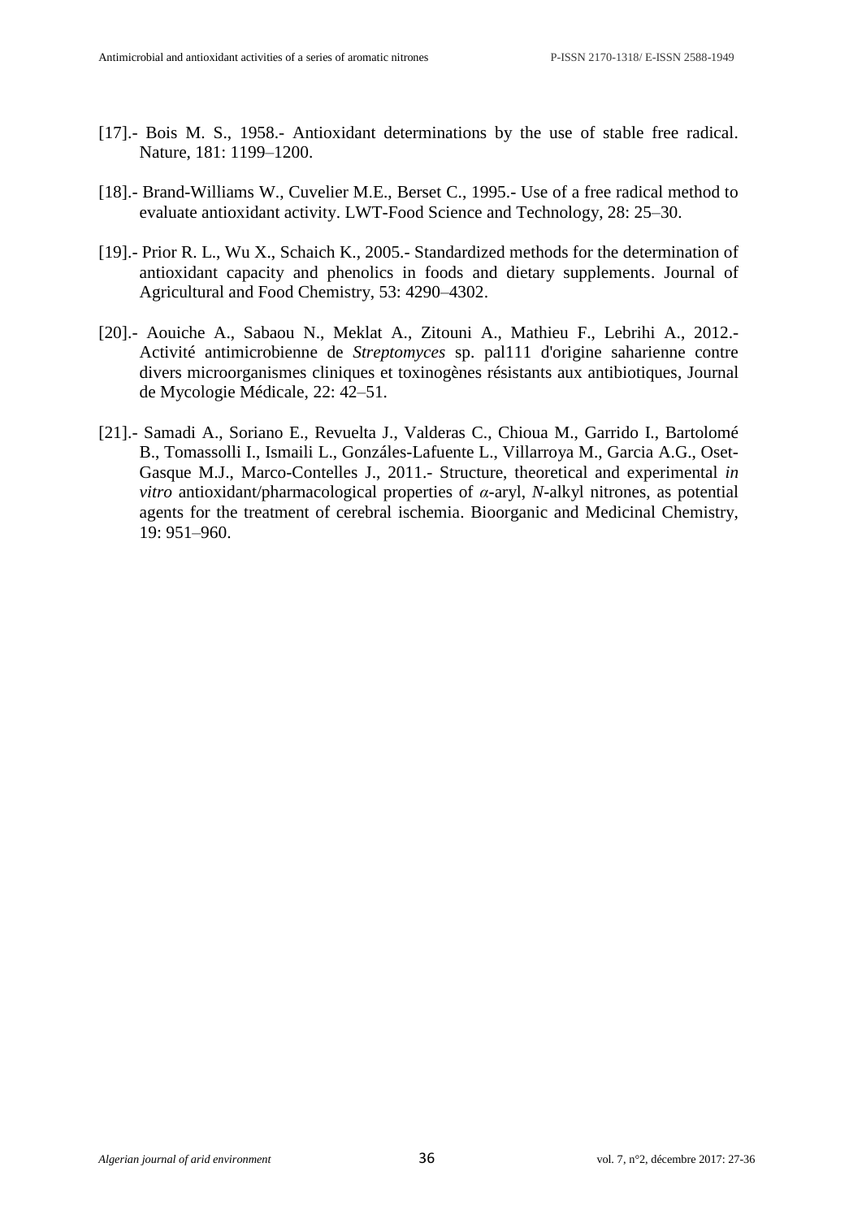[17].- Bois M. S., 1958.- Antioxidant determinations by the use of stable free radical. Nature, 181: 1199–1200.

[18].- Brand-Williams W., Cuvelier M.E., Berset C., 1995.- Use of a free radical method to evaluate antioxidant activity. LWT-Food Science and Technology, 28: 25–30.

[19].- Prior R. L., Wu X., Schaich K., 2005.- Standardized methods for the determination of antioxidant capacity and phenolics in foods and dietary supplements. Journal of Agricultural and Food Chemistry, 53: 4290–4302.

[20].- Aouiche A., Sabaou N., Meklat A., Zitouni A., Mathieu F., Lebrihi A., 2012.- Activité antimicrobienne de *Streptomyces* sp. pal111 d'origine saharienne contre divers microorganismes cliniques et toxinogènes résistants aux antibiotiques, Journal de Mycologie Médicale, 22: 42–51.

[21].- Samadi A., Soriano E., Revuelta J., Valderas C., Chioua M., Garrido I., Bartolomé B., Tomassolli I., Ismaili L., Gonzáles-Lafuente L., Villarroya M., Garcia A.G., Oset-Gasque M.J., Marco-Contelles J., 2011.- Structure, theoretical and experimental *in vitro* antioxidant/pharmacological properties of *α*-aryl, *N*-alkyl nitrones, as potential agents for the treatment of cerebral ischemia. Bioorganic and Medicinal Chemistry, 19: 951–960.